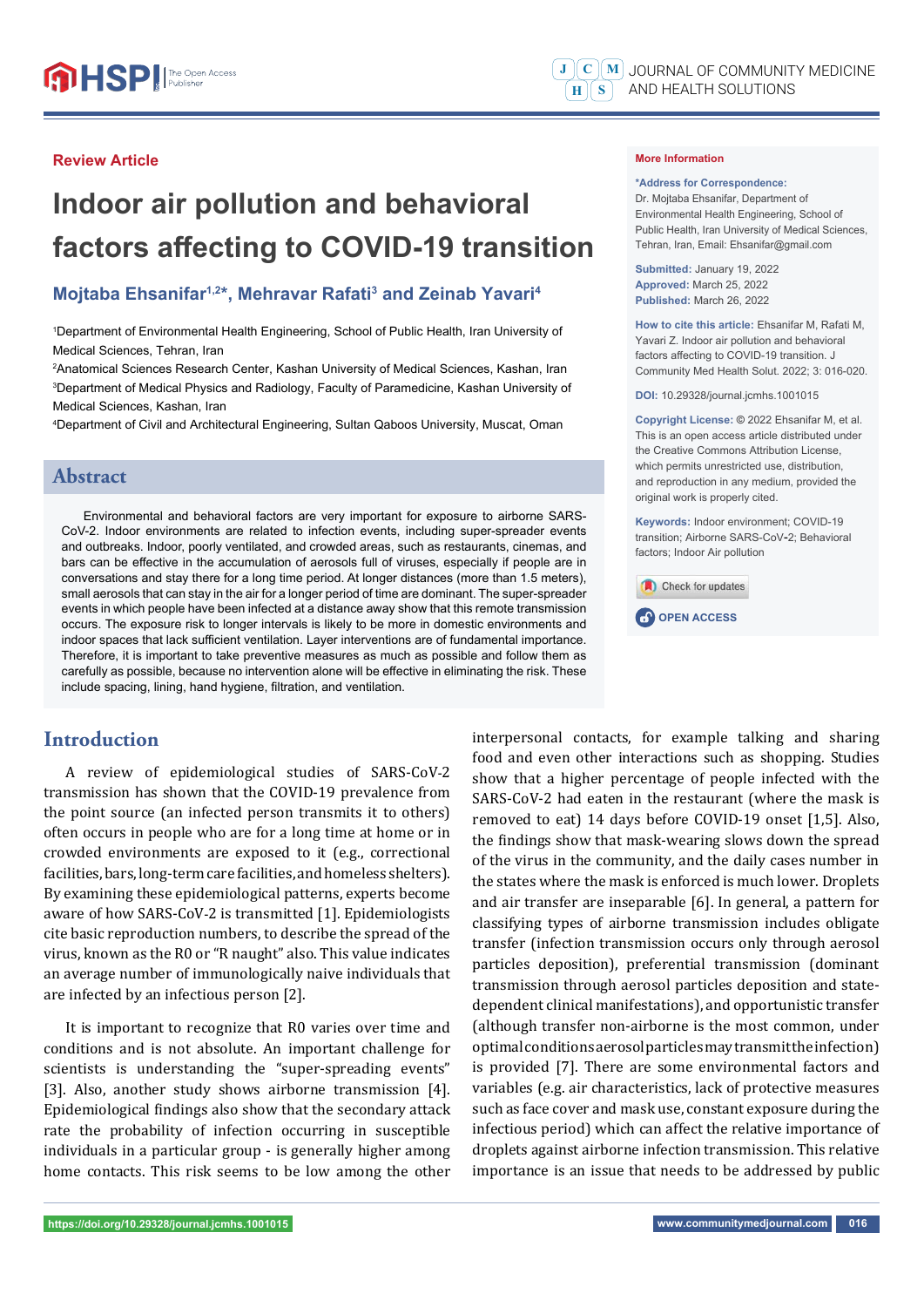Review Article

# Indoor air pollution and behavioral factors affecting to COVID-19 transition

**Mojtaba Ehsanifar[1,2]*, Mehravar Rafati[3] and Zeinab Yavari[4]**

[1]Department of Environmental Health Engineering, School of Public Health, Iran University of Medical Sciences, Tehran, Iran

[2]Anatomical Sciences Research Center, Kashan University of Medical Sciences, Kashan, Iran

[3]Department of Medical Physics and Radiology, Faculty of Paramedicine, Kashan University of Medical Sciences, Kashan, Iran

[4]Department of Civil and Architectural Engineering, Sultan Qaboos University, Muscat, Oman

**More Information**

**\*Address for Correspondence:** Dr. Mojtaba Ehsanifar, Department of Environmental Health Engineering, School of Public Health, Iran University of Medical Sciences, Tehran, Iran, Email: Ehsanifar@gmail.com

**Submitted:** January 19, 2022
**Approved:** March 25, 2022
**Published:** March 26, 2022

**How to cite this article:** Ehsanifar M, Rafati M, Yavari Z. Indoor air pollution and behavioral factors affecting to COVID-19 transition. J Community Med Health Solut. 2022; 3: 016-020.

**DOI:** 10.29328/journal.jcmhs.1001015

**Copyright License:** © 2022 Ehsanifar M, et al. This is an open access article distributed under the Creative Commons Attribution License, which permits unrestricted use, distribution, and reproduction in any medium, provided the original work is properly cited.

**Keywords:** Indoor environment; COVID-19 transition; Airborne SARS-CoV-2; Behavioral factors; Indoor Air pollution

OPEN ACCESS

## Abstract

Environmental and behavioral factors are very important for exposure to airborne SARS-CoV-2. Indoor environments are related to infection events, including super-spreader events and outbreaks. Indoor, poorly ventilated, and crowded areas, such as restaurants, cinemas, and bars can be effective in the accumulation of aerosols full of viruses, especially if people are in conversations and stay there for a long time period. At longer distances (more than 1.5 meters), small aerosols that can stay in the air for a longer period of time are dominant. The super-spreader events in which people have been infected at a distance away show that this remote transmission occurs. The exposure risk to longer intervals is likely to be more in domestic environments and indoor spaces that lack sufficient ventilation. Layer interventions are of fundamental importance. Therefore, it is important to take preventive measures as much as possible and follow them as carefully as possible, because no intervention alone will be effective in eliminating the risk. These include spacing, lining, hand hygiene, filtration, and ventilation.

## Introduction

A review of epidemiological studies of SARS-CoV-2 transmission has shown that the COVID-19 prevalence from the point source (an infected person transmits it to others) often occurs in people who are for a long time at home or in crowded environments are exposed to it (e.g., correctional facilities, bars, long-term care facilities, and homeless shelters). By examining these epidemiological patterns, experts become aware of how SARS-CoV-2 is transmitted [1]. Epidemiologists cite basic reproduction numbers, to describe the spread of the virus, known as the R0 or "R naught" also. This value indicates an average number of immunologically naive individuals that are infected by an infectious person [2].

It is important to recognize that R0 varies over time and conditions and is not absolute. An important challenge for scientists is understanding the "super-spreading events" [3]. Also, another study shows airborne transmission [4]. Epidemiological findings also show that the secondary attack rate the probability of infection occurring in susceptible individuals in a particular group - is generally higher among home contacts. This risk seems to be low among the other interpersonal contacts, for example talking and sharing food and even other interactions such as shopping. Studies show that a higher percentage of people infected with the SARS-CoV-2 had eaten in the restaurant (where the mask is removed to eat) 14 days before COVID-19 onset [1,5]. Also, the findings show that mask-wearing slows down the spread of the virus in the community, and the daily cases number in the states where the mask is enforced is much lower. Droplets and air transfer are inseparable [6]. In general, a pattern for classifying types of airborne transmission includes obligate transfer (infection transmission occurs only through aerosol particles deposition), preferential transmission (dominant transmission through aerosol particles deposition and state-dependent clinical manifestations), and opportunistic transfer (although transfer non-airborne is the most common, under optimal conditions aerosol particles may transmit the infection) is provided [7]. There are some environmental factors and variables (e.g. air characteristics, lack of protective measures such as face cover and mask use, constant exposure during the infectious period) which can affect the relative importance of droplets against airborne infection transmission. This relative importance is an issue that needs to be addressed by public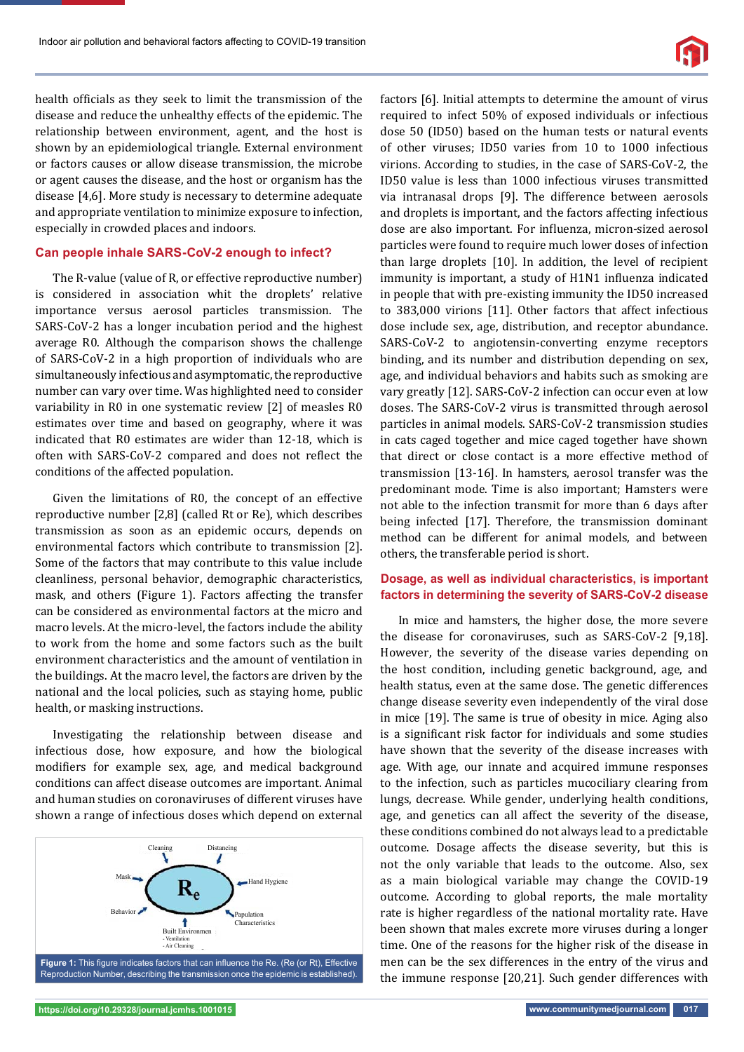health officials as they seek to limit the transmission of the disease and reduce the unhealthy effects of the epidemic. The relationship between environment, agent, and the host is shown by an epidemiological triangle. External environment or factors causes or allow disease transmission, the microbe or agent causes the disease, and the host or organism has the disease [4,6]. More study is necessary to determine adequate and appropriate ventilation to minimize exposure to infection, especially in crowded places and indoors.

## Can people inhale SARS-CoV-2 enough to infect?

The R-value (value of R, or effective reproductive number) is considered in association whit the droplets' relative importance versus aerosol particles transmission. The SARS-CoV-2 has a longer incubation period and the highest average R0. Although the comparison shows the challenge of SARS-CoV-2 in a high proportion of individuals who are simultaneously infectious and asymptomatic, the reproductive number can vary over time. Was highlighted need to consider variability in R0 in one systematic review [2] of measles R0 estimates over time and based on geography, where it was indicated that R0 estimates are wider than 12-18, which is often with SARS-CoV-2 compared and does not reflect the conditions of the affected population.

Given the limitations of R0, the concept of an effective reproductive number [2,8] (called Rt or Re), which describes transmission as soon as an epidemic occurs, depends on environmental factors which contribute to transmission [2]. Some of the factors that may contribute to this value include cleanliness, personal behavior, demographic characteristics, mask, and others (Figure 1). Factors affecting the transfer can be considered as environmental factors at the micro and macro levels. At the micro-level, the factors include the ability to work from the home and some factors such as the built environment characteristics and the amount of ventilation in the buildings. At the macro level, the factors are driven by the national and the local policies, such as staying home, public health, or masking instructions.

Investigating the relationship between disease and infectious dose, how exposure, and how the biological modifiers for example sex, age, and medical background conditions can affect disease outcomes are important. Animal and human studies on coronaviruses of different viruses have shown a range of infectious doses which depend on external factors [6]. Initial attempts to determine the amount of virus required to infect 50% of exposed individuals or infectious dose 50 (ID50) based on the human tests or natural events of other viruses; ID50 varies from 10 to 1000 infectious virions. According to studies, in the case of SARS-CoV-2, the ID50 value is less than 1000 infectious viruses transmitted via intranasal drops [9]. The difference between aerosols and droplets is important, and the factors affecting infectious dose are also important. For influenza, micron-sized aerosol particles were found to require much lower doses of infection than large droplets [10]. In addition, the level of recipient immunity is important, a study of H1N1 influenza indicated in people that with pre-existing immunity the ID50 increased to 383,000 virions [11]. Other factors that affect infectious dose include sex, age, distribution, and receptor abundance. SARS-CoV-2 to angiotensin-converting enzyme receptors binding, and its number and distribution depending on sex, age, and individual behaviors and habits such as smoking are vary greatly [12]. SARS-CoV-2 infection can occur even at low doses. The SARS-CoV-2 virus is transmitted through aerosol particles in animal models. SARS-CoV-2 transmission studies in cats caged together and mice caged together have shown that direct or close contact is a more effective method of transmission [13-16]. In hamsters, aerosol transfer was the predominant mode. Time is also important; Hamsters were not able to the infection transmit for more than 6 days after being infected [17]. Therefore, the transmission dominant method can be different for animal models, and between others, the transferable period is short.

Figure 1: This figure indicates factors that can influence the Re. (Re (or Rt), Effective Reproduction Number, describing the transmission once the epidemic is established).

## Dosage, as well as individual characteristics, is important factors in determining the severity of SARS-CoV-2 disease

In mice and hamsters, the higher dose, the more severe the disease for coronaviruses, such as SARS-CoV-2 [9,18]. However, the severity of the disease varies depending on the host condition, including genetic background, age, and health status, even at the same dose. The genetic differences change disease severity even independently of the viral dose in mice [19]. The same is true of obesity in mice. Aging also is a significant risk factor for individuals and some studies have shown that the severity of the disease increases with age. With age, our innate and acquired immune responses to the infection, such as particles mucociliary clearing from lungs, decrease. While gender, underlying health conditions, age, and genetics can all affect the severity of the disease, these conditions combined do not always lead to a predictable outcome. Dosage affects the disease severity, but this is not the only variable that leads to the outcome. Also, sex as a main biological variable may change the COVID-19 outcome. According to global reports, the male mortality rate is higher regardless of the national mortality rate. Have been shown that males excrete more viruses during a longer time. One of the reasons for the higher risk of the disease in men can be the sex differences in the entry of the virus and the immune response [20,21]. Such gender differences with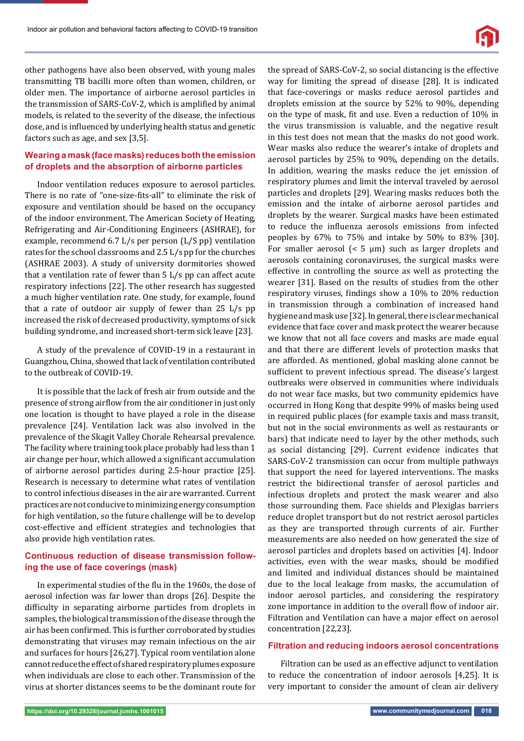other pathogens have also been observed, with young males transmitting TB bacilli more often than women, children, or older men. The importance of airborne aerosol particles in the transmission of SARS-CoV-2, which is amplified by animal models, is related to the severity of the disease, the infectious dose, and is influenced by underlying health status and genetic factors such as age, and sex [3,5].

## Wearing a mask (face masks) reduces both the emission of droplets and the absorption of airborne particles

Indoor ventilation reduces exposure to aerosol particles. There is no rate of "one-size-fits-all" to eliminate the risk of exposure and ventilation should be based on the occupancy of the indoor environment. The American Society of Heating, Refrigerating and Air-Conditioning Engineers (ASHRAE), for example, recommend 6.7 L/s per person (L/S pp) ventilation rates for the school classrooms and 2.5 L/s pp for the churches (ASHRAE 2003). A study of university dormitories showed that a ventilation rate of fewer than 5 L/s pp can affect acute respiratory infections [22]. The other research has suggested a much higher ventilation rate. One study, for example, found that a rate of outdoor air supply of fewer than 25 L/s pp increased the risk of decreased productivity, symptoms of sick building syndrome, and increased short-term sick leave [23].

A study of the prevalence of COVID-19 in a restaurant in Guangzhou, China, showed that lack of ventilation contributed to the outbreak of COVID-19.

It is possible that the lack of fresh air from outside and the presence of strong airflow from the air conditioner in just only one location is thought to have played a role in the disease prevalence [24]. Ventilation lack was also involved in the prevalence of the Skagit Valley Chorale Rehearsal prevalence. The facility where training took place probably had less than 1 air change per hour, which allowed a significant accumulation of airborne aerosol particles during 2.5-hour practice [25]. Research is necessary to determine what rates of ventilation to control infectious diseases in the air are warranted. Current practices are not conducive to minimizing energy consumption for high ventilation, so the future challenge will be to develop cost-effective and efficient strategies and technologies that also provide high ventilation rates.

## Continuous reduction of disease transmission following the use of face coverings (mask)

In experimental studies of the flu in the 1960s, the dose of aerosol infection was far lower than drops [26]. Despite the difficulty in separating airborne particles from droplets in samples, the biological transmission of the disease through the air has been confirmed. This is further corroborated by studies demonstrating that viruses may remain infectious on the air and surfaces for hours [26,27]. Typical room ventilation alone cannot reduce the effect of shared respiratory plumes exposure when individuals are close to each other. Transmission of the virus at shorter distances seems to be the dominant route for the spread of SARS-CoV-2, so social distancing is the effective way for limiting the spread of disease [28]. It is indicated that face-coverings or masks reduce aerosol particles and droplets emission at the source by 52% to 90%, depending on the type of mask, fit and use. Even a reduction of 10% in the virus transmission is valuable, and the negative result in this test does not mean that the masks do not good work. Wear masks also reduce the wearer's intake of droplets and aerosol particles by 25% to 90%, depending on the details. In addition, wearing the masks reduce the jet emission of respiratory plumes and limit the interval traveled by aerosol particles and droplets [29]. Wearing masks reduces both the emission and the intake of airborne aerosol particles and droplets by the wearer. Surgical masks have been estimated to reduce the influenza aerosols emissions from infected peoples by 67% to 75% and intake by 50% to 83% [30]. For smaller aerosol (< 5 μm) such as larger droplets and aerosols containing coronaviruses, the surgical masks were effective in controlling the source as well as protecting the wearer [31]. Based on the results of studies from the other respiratory viruses, findings show a 10% to 20% reduction in transmission through a combination of increased hand hygiene and mask use [32]. In general, there is clear mechanical evidence that face cover and mask protect the wearer because we know that not all face covers and masks are made equal and that there are different levels of protection masks that are afforded. As mentioned, global masking alone cannot be sufficient to prevent infectious spread. The disease's largest outbreaks were observed in communities where individuals do not wear face masks, but two community epidemics have occurred in Hong Kong that despite 99% of masks being used in required public places (for example taxis and mass transit, but not in the social environments as well as restaurants or bars) that indicate need to layer by the other methods, such as social distancing [29]. Current evidence indicates that SARS-CoV-2 transmission can occur from multiple pathways that support the need for layered interventions. The masks restrict the bidirectional transfer of aerosol particles and infectious droplets and protect the mask wearer and also those surrounding them. Face shields and Plexiglas barriers reduce droplet transport but do not restrict aerosol particles as they are transported through currents of air. Further measurements are also needed on how generated the size of aerosol particles and droplets based on activities [4]. Indoor activities, even with the wear masks, should be modified and limited and individual distances should be maintained due to the local leakage from masks, the accumulation of indoor aerosol particles, and considering the respiratory zone importance in addition to the overall flow of indoor air. Filtration and Ventilation can have a major effect on aerosol concentration [22,23].

## Filtration and reducing indoors aerosol concentrations

Filtration can be used as an effective adjunct to ventilation to reduce the concentration of indoor aerosols [4,25]. It is very important to consider the amount of clean air delivery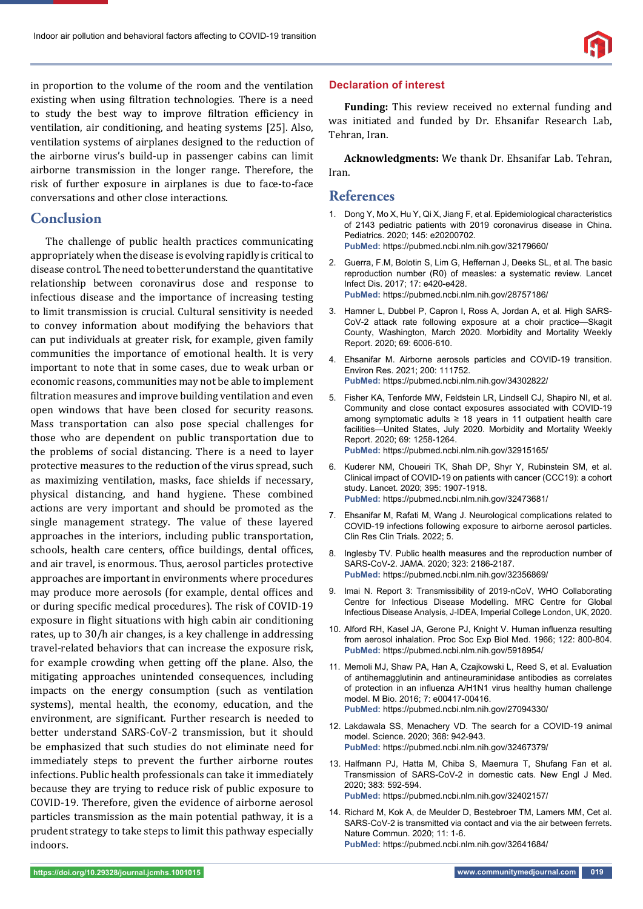in proportion to the volume of the room and the ventilation existing when using filtration technologies. There is a need to study the best way to improve filtration efficiency in ventilation, air conditioning, and heating systems [25]. Also, ventilation systems of airplanes designed to the reduction of the airborne virus's build-up in passenger cabins can limit airborne transmission in the longer range. Therefore, the risk of further exposure in airplanes is due to face-to-face conversations and other close interactions.

## Conclusion

The challenge of public health practices communicating appropriately when the disease is evolving rapidly is critical to disease control. The need to better understand the quantitative relationship between coronavirus dose and response to infectious disease and the importance of increasing testing to limit transmission is crucial. Cultural sensitivity is needed to convey information about modifying the behaviors that can put individuals at greater risk, for example, given family communities the importance of emotional health. It is very important to note that in some cases, due to weak urban or economic reasons, communities may not be able to implement filtration measures and improve building ventilation and even open windows that have been closed for security reasons. Mass transportation can also pose special challenges for those who are dependent on public transportation due to the problems of social distancing. There is a need to layer protective measures to the reduction of the virus spread, such as maximizing ventilation, masks, face shields if necessary, physical distancing, and hand hygiene. These combined actions are very important and should be promoted as the single management strategy. The value of these layered approaches in the interiors, including public transportation, schools, health care centers, office buildings, dental offices, and air travel, is enormous. Thus, aerosol particles protective approaches are important in environments where procedures may produce more aerosols (for example, dental offices and or during specific medical procedures). The risk of COVID-19 exposure in flight situations with high cabin air conditioning rates, up to 30/h air changes, is a key challenge in addressing travel-related behaviors that can increase the exposure risk, for example crowding when getting off the plane. Also, the mitigating approaches unintended consequences, including impacts on the energy consumption (such as ventilation systems), mental health, the economy, education, and the environment, are significant. Further research is needed to better understand SARS-CoV-2 transmission, but it should be emphasized that such studies do not eliminate need for immediately steps to prevent the further airborne routes infections. Public health professionals can take it immediately because they are trying to reduce risk of public exposure to COVID-19. Therefore, given the evidence of airborne aerosol particles transmission as the main potential pathway, it is a prudent strategy to take steps to limit this pathway especially indoors.

### Declaration of interest

**Funding:** This review received no external funding and was initiated and funded by Dr. Ehsanifar Research Lab, Tehran, Iran.

**Acknowledgments:** We thank Dr. Ehsanifar Lab. Tehran, Iran.

## References

1. Dong Y, Mo X, Hu Y, Qi X, Jiang F, et al. Epidemiological characteristics of 2143 pediatric patients with 2019 coronavirus disease in China. Pediatrics. 2020; 145: e20200702. **PubMed:** https://pubmed.ncbi.nlm.nih.gov/32179660/
2. Guerra, F.M, Bolotin S, Lim G, Heffernan J, Deeks SL, et al. The basic reproduction number (R0) of measles: a systematic review. Lancet Infect Dis. 2017; 17: e420-e428. **PubMed:** https://pubmed.ncbi.nlm.nih.gov/28757186/
3. Hamner L, Dubbel P, Capron I, Ross A, Jordan A, et al. High SARS-CoV-2 attack rate following exposure at a choir practice—Skagit County, Washington, March 2020. Morbidity and Mortality Weekly Report. 2020; 69: 6006-610.
4. Ehsanifar M. Airborne aerosols particles and COVID-19 transition. Environ Res. 2021; 200: 111752. **PubMed:** https://pubmed.ncbi.nlm.nih.gov/34302822/
5. Fisher KA, Tenforde MW, Feldstein LR, Lindsell CJ, Shapiro NI, et al. Community and close contact exposures associated with COVID-19 among symptomatic adults ≥ 18 years in 11 outpatient health care facilities—United States, July 2020. Morbidity and Mortality Weekly Report. 2020; 69: 1258-1264. **PubMed:** https://pubmed.ncbi.nlm.nih.gov/32915165/
6. Kuderer NM, Choueiri TK, Shah DP, Shyr Y, Rubinstein SM, et al. Clinical impact of COVID-19 on patients with cancer (CCC19): a cohort study. Lancet. 2020; 395: 1907-1918. **PubMed:** https://pubmed.ncbi.nlm.nih.gov/32473681/
7. Ehsanifar M, Rafati M, Wang J. Neurological complications related to COVID-19 infections following exposure to airborne aerosol particles. Clin Res Clin Trials. 2022; 5.
8. Inglesby TV. Public health measures and the reproduction number of SARS-CoV-2. JAMA. 2020; 323: 2186-2187. **PubMed:** https://pubmed.ncbi.nlm.nih.gov/32356869/
9. Imai N. Report 3: Transmissibility of 2019-nCoV, WHO Collaborating Centre for Infectious Disease Modelling. MRC Centre for Global Infectious Disease Analysis, J-IDEA, Imperial College London, UK, 2020.
10. Alford RH, Kasel JA, Gerone PJ, Knight V. Human influenza resulting from aerosol inhalation. Proc Soc Exp Biol Med. 1966; 122: 800-804. **PubMed:** https://pubmed.ncbi.nlm.nih.gov/5918954/
11. Memoli MJ, Shaw PA, Han A, Czajkowski L, Reed S, et al. Evaluation of antihemagglutinin and antineuraminidase antibodies as correlates of protection in an influenza A/H1N1 virus healthy human challenge model. M Bio. 2016; 7: e00417-e00416. **PubMed:** https://pubmed.ncbi.nlm.nih.gov/27094330/
12. Lakdawala SS, Menachery VD. The search for a COVID-19 animal model. Science. 2020; 368: 942-943. **PubMed:** https://pubmed.ncbi.nlm.nih.gov/32467379/
13. Halfmann PJ, Hatta M, Chiba S, Maemura T, Shufang Fan et al. Transmission of SARS-CoV-2 in domestic cats. New Engl J Med. 2020; 383: 592-594. **PubMed:** https://pubmed.ncbi.nlm.nih.gov/32402157/
14. Richard M, Kok A, de Meulder D, Bestebroer TM, Lamers MM, Cet al. SARS-CoV-2 is transmitted via contact and via the air between ferrets. Nature Commun. 2020; 11: 1-6. **PubMed:** https://pubmed.ncbi.nlm.nih.gov/32641684/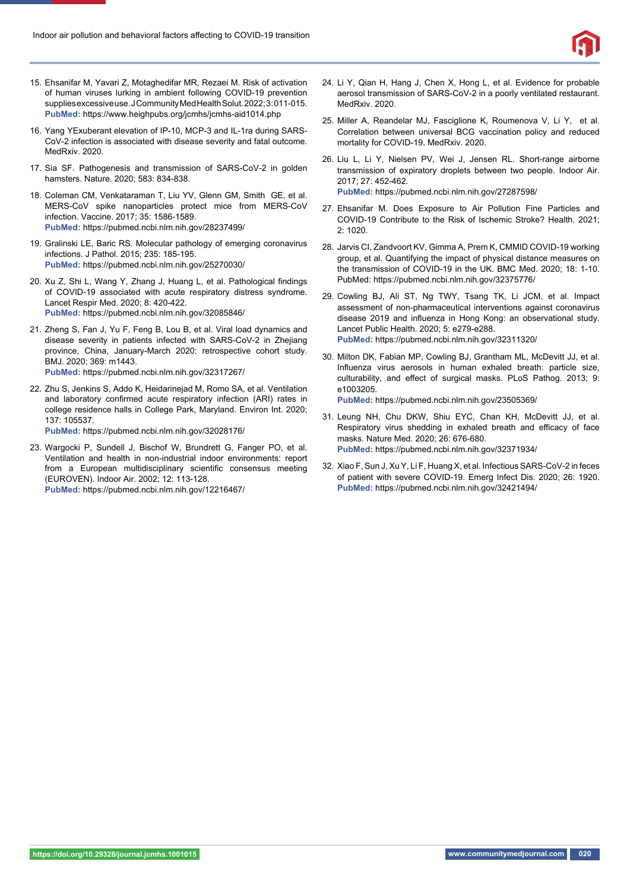15. Ehsanifar M, Yavari Z, Motaghedifar MR, Rezaei M. Risk of activation of human viruses lurking in ambient following COVID-19 prevention supplies excessive use. J Community Med Health Solut. 2022; 3: 011-015. **PubMed:** https://www.heighpubs.org/jcmhs/jcmhs-aid1014.php

16. Yang YExuberant elevation of IP-10, MCP-3 and IL-1ra during SARS-CoV-2 infection is associated with disease severity and fatal outcome. MedRxiv. 2020.

17. Sia SF. Pathogenesis and transmission of SARS-CoV-2 in golden hamsters. Nature. 2020; 583: 834-838.

18. Coleman CM, Venkataraman T, Liu YV, Glenn GM, Smith GE, et al. MERS-CoV spike nanoparticles protect mice from MERS-CoV infection. Vaccine. 2017; 35: 1586-1589. **PubMed:** https://pubmed.ncbi.nlm.nih.gov/28237499/

19. Gralinski LE, Baric RS. Molecular pathology of emerging coronavirus infections. J Pathol. 2015; 235: 185-195. **PubMed:** https://pubmed.ncbi.nlm.nih.gov/25270030/

20. Xu Z, Shi L, Wang Y, Zhang J, Huang L, et al. Pathological findings of COVID-19 associated with acute respiratory distress syndrome. Lancet Respir Med. 2020; 8: 420-422. **PubMed:** https://pubmed.ncbi.nlm.nih.gov/32085846/

21. Zheng S, Fan J, Yu F, Feng B, Lou B, et al. Viral load dynamics and disease severity in patients infected with SARS-CoV-2 in Zhejiang province, China, January-March 2020: retrospective cohort study. BMJ. 2020; 369: m1443. **PubMed:** https://pubmed.ncbi.nlm.nih.gov/32317267/

22. Zhu S, Jenkins S, Addo K, Heidarinejad M, Romo SA, et al. Ventilation and laboratory confirmed acute respiratory infection (ARI) rates in college residence halls in College Park, Maryland. Environ Int. 2020; 137: 105537. **PubMed:** https://pubmed.ncbi.nlm.nih.gov/32028176/

23. Wargocki P, Sundell J, Bischof W, Brundrett G, Fanger PO, et al. Ventilation and health in non-industrial indoor environments: report from a European multidisciplinary scientific consensus meeting (EUROVEN). Indoor Air. 2002; 12: 113-128. **PubMed:** https://pubmed.ncbi.nlm.nih.gov/12216467/

24. Li Y, Qian H, Hang J, Chen X, Hong L, et al. Evidence for probable aerosol transmission of SARS-CoV-2 in a poorly ventilated restaurant. MedRxiv. 2020.

25. Miller A, Reandelar MJ, Fasciglione K, Roumenova V, Li Y, et al. Correlation between universal BCG vaccination policy and reduced mortality for COVID-19. MedRxiv. 2020.

26. Liu L, Li Y, Nielsen PV, Wei J, Jensen RL. Short-range airborne transmission of expiratory droplets between two people. Indoor Air. 2017; 27: 452-462. **PubMed:** https://pubmed.ncbi.nlm.nih.gov/27287598/

27. Ehsanifar M. Does Exposure to Air Pollution Fine Particles and COVID-19 Contribute to the Risk of Ischemic Stroke? Health. 2021; 2: 1020.

28. Jarvis CI, Zandvoort KV, Gimma A, Prem K, CMMID COVID-19 working group, et al. Quantifying the impact of physical distance measures on the transmission of COVID-19 in the UK. BMC Med. 2020; 18: 1-10. PubMed: https://pubmed.ncbi.nlm.nih.gov/32375776/

29. Cowling BJ, Ali ST, Ng TWY, Tsang TK, Li JCM, et al. Impact assessment of non-pharmaceutical interventions against coronavirus disease 2019 and influenza in Hong Kong: an observational study. Lancet Public Health. 2020; 5: e279-e288. **PubMed:** https://pubmed.ncbi.nlm.nih.gov/32311320/

30. Milton DK, Fabian MP, Cowling BJ, Grantham ML, McDevitt JJ, et al. Influenza virus aerosols in human exhaled breath: particle size, culturability, and effect of surgical masks. PLoS Pathog. 2013; 9: e1003205. **PubMed:** https://pubmed.ncbi.nlm.nih.gov/23505369/

31. Leung NH, Chu DKW, Shiu EYC, Chan KH, McDevitt JJ, et al. Respiratory virus shedding in exhaled breath and efficacy of face masks. Nature Med. 2020; 26: 676-680. **PubMed:** https://pubmed.ncbi.nlm.nih.gov/32371934/

32. Xiao F, Sun J, Xu Y, Li F, Huang X, et al. Infectious SARS-CoV-2 in feces of patient with severe COVID-19. Emerg Infect Dis. 2020; 26: 1920. **PubMed:** https://pubmed.ncbi.nlm.nih.gov/32421494/